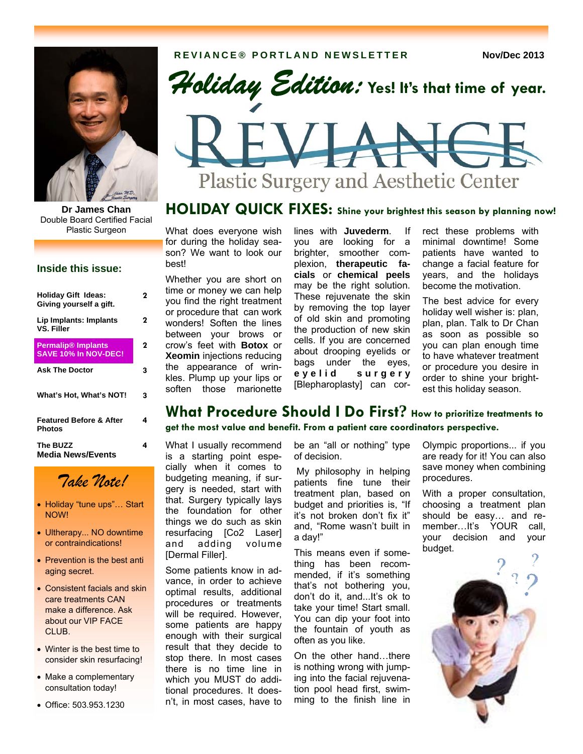REVIANCE® PORTLAND NEWSLETTER

Nov/Dec 2013

# *Holiday Edition:* Yes! It's that time of year.

RÉVIANCE
Plastic Surgery and Aesthetic Center

**Dr James Chan**
Double Board Certified Facial Plastic Surgeon

### Inside this issue:

| | |
|---|---|
| **Holiday Gift Ideas: Giving yourself a gift.** | **2** |
| **Lip Implants: Implants VS. Filler** | **2** |
| **Permalip® Implants SAVE 10% In NOV-DEC!** | **2** |
| **Ask The Doctor** | **3** |
| **What's Hot, What's NOT!** | **3** |
| **Featured Before & After Photos** | **4** |
| **The BUZZ Media News/Events** | **4** |

### *Take Note!*

- Holiday "tune ups"... Start NOW!
- Ultherapy... NO downtime or contraindications!
- Prevention is the best anti aging secret.
- Consistent facials and skin care treatments CAN make a difference. Ask about our VIP FACE CLUB.
- Winter is the best time to consider skin resurfacing!
- Make a complementary consultation today!
- Office: 503.953.1230

## HOLIDAY QUICK FIXES: Shine your brightest this season by planning now!

What does everyone wish for during the holiday season? We want to look our best!

Whether you are short on time or money we can help you find the right treatment or procedure that can work wonders! Soften the lines between your brows or crow's feet with **Botox** or **Xeomin** injections reducing the appearance of wrinkles. Plump up your lips or soften those marionette lines with **Juvederm**. If you are looking for a brighter, smoother complexion, **therapeutic facials** or **chemical peels** may be the right solution. These rejuvenate the skin by removing the top layer of old skin and promoting the production of new skin cells. If you are concerned about drooping eyelids or bags under the eyes, **eyelid surgery** [Blepharoplasty] can correct these problems with minimal downtime! Some patients have wanted to change a facial feature for years, and the holidays become the motivation.

The best advice for every holiday well wisher is: plan, plan, plan. Talk to Dr Chan as soon as possible so you can plan enough time to have whatever treatment or procedure you desire in order to shine your brightest this holiday season.

## What Procedure Should I Do First? How to prioritize treatments to get the most value and benefit. From a patient care coordinators perspective.

What I usually recommend is a starting point especially when it comes to budgeting meaning, if surgery is needed, start with that. Surgery typically lays the foundation for other things we do such as skin resurfacing [Co2 Laser] and adding volume [Dermal Filler].

Some patients know in advance, in order to achieve optimal results, additional procedures or treatments will be required. However, some patients are happy enough with their surgical result that they decide to stop there. In most cases there is no time line in which you MUST do additional procedures. It doesn't, in most cases, have to be an "all or nothing" type of decision.

My philosophy in helping patients fine tune their treatment plan, based on budget and priorities is, "If it's not broken don't fix it" and, "Rome wasn't built in a day!"

This means even if something has been recommended, if it's something that's not bothering you, don't do it, and...It's ok to take your time! Start small. You can dip your foot into the fountain of youth as often as you like.

On the other hand…there is nothing wrong with jumping into the facial rejuvenation pool head first, swimming to the finish line in Olympic proportions... if you are ready for it! You can also save money when combining procedures.

With a proper consultation, choosing a treatment plan should be easy… and remember…It's YOUR call, your decision and your budget.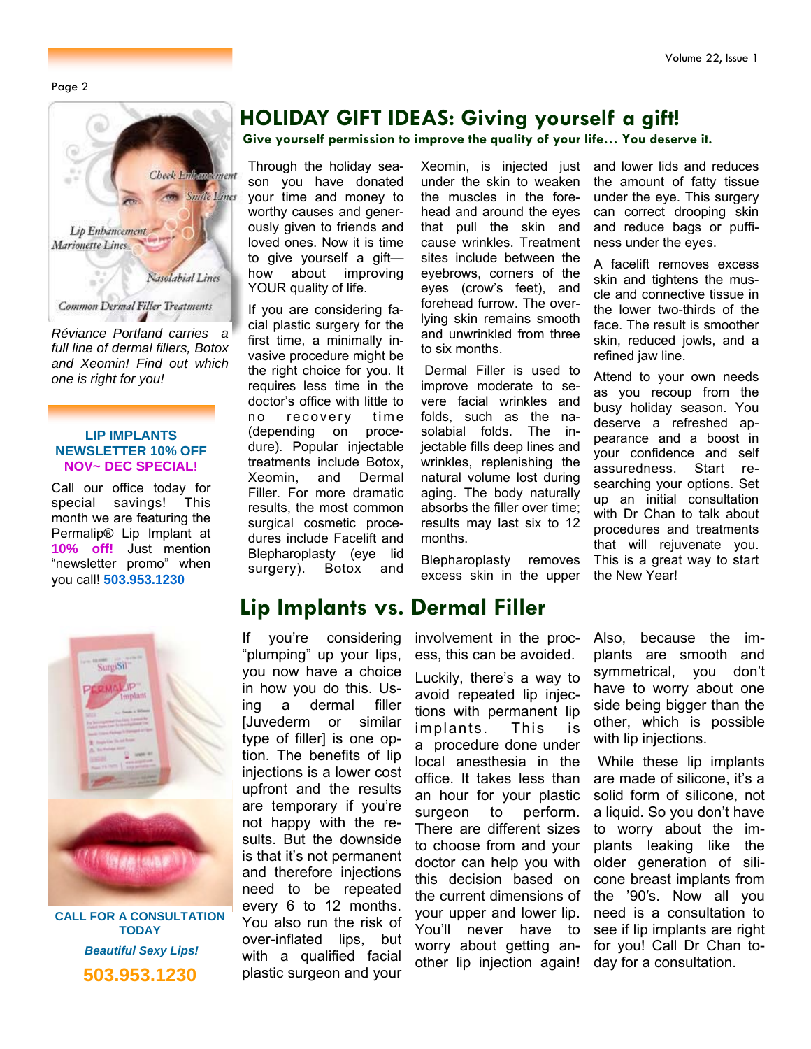## HOLIDAY GIFT IDEAS: Giving yourself a gift!

**Give yourself permission to improve the quality of your life… You deserve it.**

Through the holiday season you have donated your time and money to worthy causes and generously given to friends and loved ones. Now it is time to give yourself a gift—how about improving YOUR quality of life.

If you are considering facial plastic surgery for the first time, a minimally invasive procedure might be the right choice for you. It requires less time in the doctor's office with little to no recovery time (depending on procedure). Popular injectable treatments include Botox, Xeomin, and Dermal Filler. For more dramatic results, the most common surgical cosmetic procedures include Facelift and Blepharoplasty (eye lid surgery). Botox and Xeomin, is injected just under the skin to weaken the muscles in the forehead and around the eyes that pull the skin and cause wrinkles. Treatment sites include between the eyebrows, corners of the eyes (crow's feet), and forehead furrow. The overlying skin remains smooth and unwrinkled from three to six months.

Dermal Filler is used to improve moderate to severe facial wrinkles and folds, such as the nasolabial folds. The injectable fills deep lines and wrinkles, replenishing the natural volume lost during aging. The body naturally absorbs the filler over time; results may last six to 12 months.

Blepharoplasty removes excess skin in the upper and lower lids and reduces the amount of fatty tissue under the eye. This surgery can correct drooping skin and reduce bags or puffiness under the eyes.

A facelift removes excess skin and tightens the muscle and connective tissue in the lower two-thirds of the face. The result is smoother skin, reduced jowls, and a refined jaw line.

Attend to your own needs as you recoup from the busy holiday season. You deserve a refreshed appearance and a boost in your confidence and self assuredness. Start researching your options. Set up an initial consultation with Dr Chan to talk about procedures and treatments that will rejuvenate you. This is a great way to start the New Year!

Cheek Enhancement
Smile Lines
Lip Enhancement
Marionette Lines
Nasolabial Lines
Common Dermal Filler Treatments

*Réviance Portland carries a full line of dermal fillers, Botox and Xeomin! Find out which one is right for you!*

**LIP IMPLANTS NEWSLETTER 10% OFF NOV~ DEC SPECIAL!**

Call our office today for special savings! This month we are featuring the Permalip® Lip Implant at **10% off!** Just mention "newsletter promo" when you call! **503.953.1230**

## Lip Implants vs. Dermal Filler

If you're considering "plumping" up your lips, you now have a choice in how you do this. Using a dermal filler [Juvederm or similar type of filler] is one option. The benefits of lip injections is a lower cost upfront and the results are temporary if you're not happy with the results. But the downside is that it's not permanent and therefore injections need to be repeated every 6 to 12 months. You also run the risk of over-inflated lips, but with a qualified facial plastic surgeon and your involvement in the process, this can be avoided.

Luckily, there's a way to avoid repeated lip injections with permanent lip implants. This is a procedure done under local anesthesia in the office. It takes less than an hour for your plastic surgeon to perform. There are different sizes to choose from and your doctor can help you with this decision based on the current dimensions of your upper and lower lip. You'll never have to worry about getting another lip injection again!

Also, because the implants are smooth and symmetrical, you don't have to worry about one side being bigger than the other, which is possible with lip injections.

While these lip implants are made of silicone, it's a solid form of silicone, not a liquid. So you don't have to worry about the implants leaking like the older generation of silicone breast implants from the '90's. Now all you need is a consultation to see if lip implants are right for you! Call Dr Chan today for a consultation.

**CALL FOR A CONSULTATION TODAY**

***Beautiful Sexy Lips!***

**503.953.1230**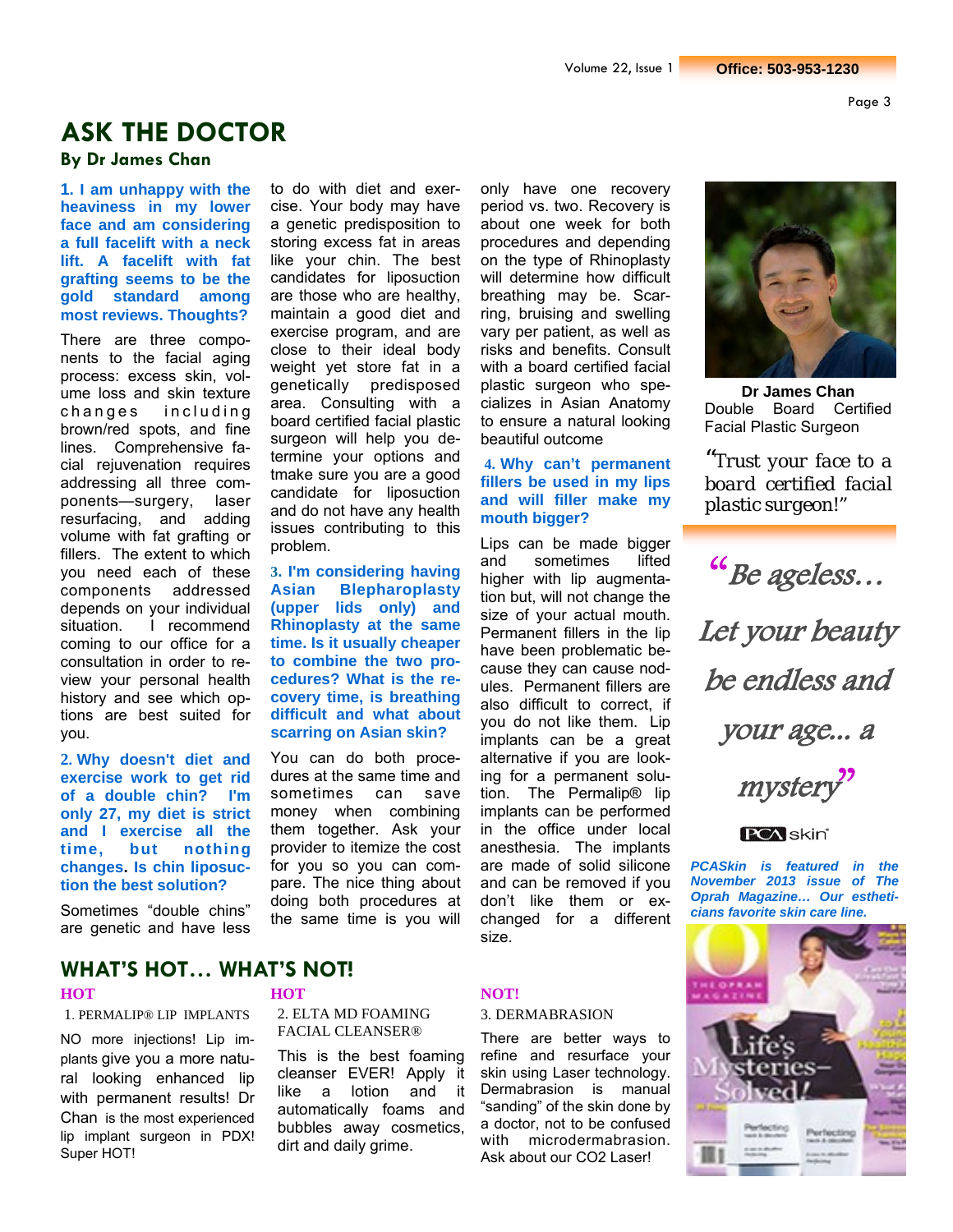# ASK THE DOCTOR

**By Dr James Chan**

**1. I am unhappy with the heaviness in my lower face and am considering a full facelift with a neck lift. A facelift with fat grafting seems to be the gold standard among most reviews. Thoughts?**

There are three components to the facial aging process: excess skin, volume loss and skin texture changes including brown/red spots, and fine lines. Comprehensive facial rejuvenation requires addressing all three components—surgery, laser resurfacing, and adding volume with fat grafting or fillers. The extent to which you need each of these components addressed depends on your individual situation. I recommend coming to our office for a consultation in order to review your personal health history and see which options are best suited for you.

**2. Why doesn't diet and exercise work to get rid of a double chin? I'm only 27, my diet is strict and I exercise all the time, but nothing changes. Is chin liposuction the best solution?**

Sometimes "double chins" are genetic and have less to do with diet and exercise. Your body may have a genetic predisposition to storing excess fat in areas like your chin. The best candidates for liposuction are those who are healthy, maintain a good diet and exercise program, and are close to their ideal body weight yet store fat in a genetically predisposed area. Consulting with a board certified facial plastic surgeon will help you determine your options and tmake sure you are a good candidate for liposuction and do not have any health issues contributing to this problem.

**3. I'm considering having Asian Blepharoplasty (upper lids only) and Rhinoplasty at the same time. Is it usually cheaper to combine the two procedures? What is the recovery time, is breathing difficult and what about scarring on Asian skin?**

You can do both procedures at the same time and sometimes can save money when combining them together. Ask your provider to itemize the cost for you so you can compare. The nice thing about doing both procedures at the same time is you will only have one recovery period vs. two. Recovery is about one week for both procedures and depending on the type of Rhinoplasty will determine how difficult breathing may be. Scarring, bruising and swelling vary per patient, as well as risks and benefits. Consult with a board certified facial plastic surgeon who specializes in Asian Anatomy to ensure a natural looking beautiful outcome

**4. Why can't permanent fillers be used in my lips and will filler make my mouth bigger?**

Lips can be made bigger and sometimes lifted higher with lip augmentation but, will not change the size of your actual mouth. Permanent fillers in the lip have been problematic because they can cause nodules. Permanent fillers are also difficult to correct, if you do not like them. Lip implants can be a great alternative if you are looking for a permanent solution. The Permalip® lip implants can be performed in the office under local anesthesia. The implants are made of solid silicone and can be removed if you don't like them or exchanged for a different size.

**Dr James Chan**
Double Board Certified Facial Plastic Surgeon

*"Trust your face to a board certified facial plastic surgeon!"*

*"Be ageless… Let your beauty be endless and your age... a mystery"*

PCA skin

***PCASkin is featured in the November 2013 issue of The Oprah Magazine… Our estheticians favorite skin care line.***

# WHAT'S HOT… WHAT'S NOT!

**HOT**

1. PERMALIP® LIP IMPLANTS

NO more injections! Lip implants give you a more natural looking enhanced lip with permanent results! Dr Chan is the most experienced lip implant surgeon in PDX! Super HOT!

**HOT**

2. ELTA MD FOAMING FACIAL CLEANSER®

This is the best foaming cleanser EVER! Apply it like a lotion and it automatically foams and bubbles away cosmetics, dirt and daily grime.

**NOT!**

3. DERMABRASION

There are better ways to refine and resurface your skin using Laser technology. Dermabrasion is manual "sanding" of the skin done by a doctor, not to be confused with microdermabrasion. Ask about our CO2 Laser!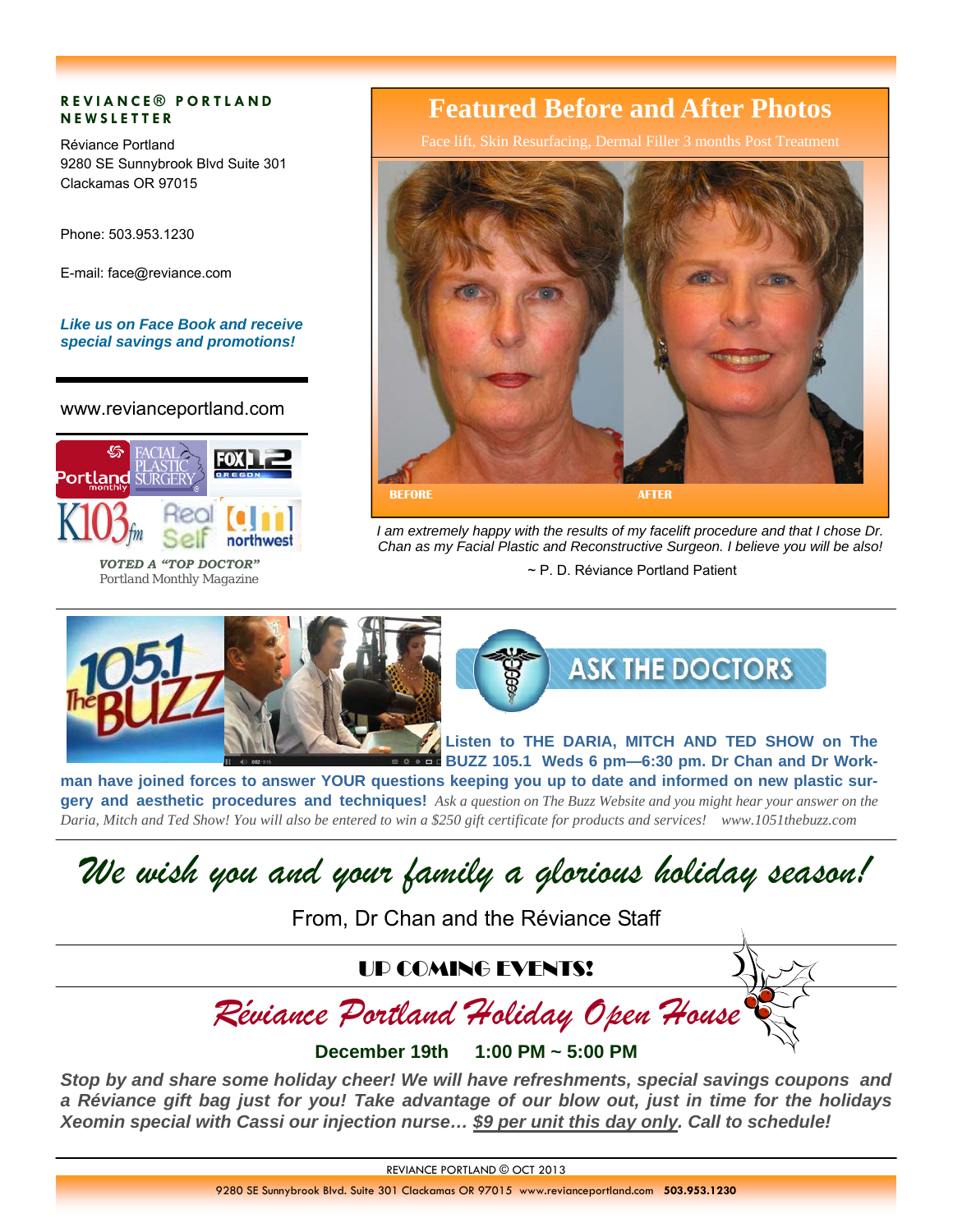**RÉVIANCE® PORTLAND NEWSLETTER**

Réviance Portland
9280 SE Sunnybrook Blvd Suite 301
Clackamas OR 97015

Phone: 503.953.1230

E-mail: face@reviance.com

***Like us on Face Book and receive special savings and promotions!***

www.revianceportland.com

***VOTED A "TOP DOCTOR"***
Portland Monthly Magazine

## Featured Before and After Photos

Face lift, Skin Resurfacing, Dermal Filler 3 months Post Treatment

BEFORE AFTER

*I am extremely happy with the results of my facelift procedure and that I chose Dr. Chan as my Facial Plastic and Reconstructive Surgeon. I believe you will be also!*

~ P. D. Réviance Portland Patient

## ASK THE DOCTORS

**Listen to THE DARIA, MITCH AND TED SHOW on The BUZZ 105.1 Weds 6 pm—6:30 pm. Dr Chan and Dr Workman have joined forces to answer YOUR questions keeping you up to date and informed on new plastic surgery and aesthetic procedures and techniques!** *Ask a question on The Buzz Website and you might hear your answer on the Daria, Mitch and Ted Show! You will also be entered to win a $250 gift certificate for products and services! www.1051thebuzz.com*

# *We wish you and your family a glorious holiday season!*

From, Dr Chan and the Réviance Staff

## UP COMING EVENTS!

## *Réviance Portland Holiday Open House*

**December 19th 1:00 PM ~ 5:00 PM**

***Stop by and share some holiday cheer! We will have refreshments, special savings coupons and a Réviance gift bag just for you! Take advantage of our blow out, just in time for the holidays Xeomin special with Cassi our injection nurse… $9 per unit this day only. Call to schedule!***

REVIANCE PORTLAND © OCT 2013

9280 SE Sunnybrook Blvd. Suite 301 Clackamas OR 97015 www.revianceportland.com **503.953.1230**